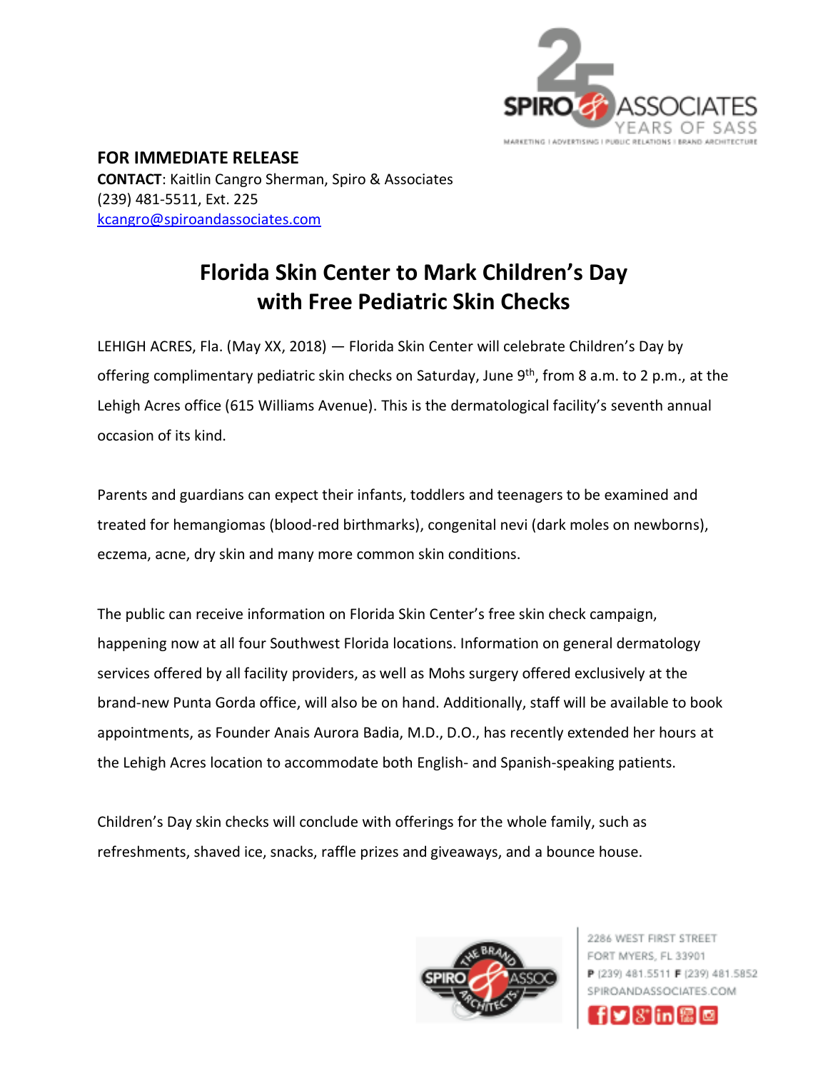**FOR IMMEDIATE RELEASE**
**CONTACT**: Kaitlin Cangro Sherman, Spiro & Associates
(239) 481-5511, Ext. 225
kcangro@spiroandassociates.com

# Florida Skin Center to Mark Children's Day with Free Pediatric Skin Checks

LEHIGH ACRES, Fla. (May XX, 2018) — Florida Skin Center will celebrate Children's Day by offering complimentary pediatric skin checks on Saturday, June 9th, from 8 a.m. to 2 p.m., at the Lehigh Acres office (615 Williams Avenue). This is the dermatological facility's seventh annual occasion of its kind.

Parents and guardians can expect their infants, toddlers and teenagers to be examined and treated for hemangiomas (blood-red birthmarks), congenital nevi (dark moles on newborns), eczema, acne, dry skin and many more common skin conditions.

The public can receive information on Florida Skin Center's free skin check campaign, happening now at all four Southwest Florida locations. Information on general dermatology services offered by all facility providers, as well as Mohs surgery offered exclusively at the brand-new Punta Gorda office, will also be on hand. Additionally, staff will be available to book appointments, as Founder Anais Aurora Badia, M.D., D.O., has recently extended her hours at the Lehigh Acres location to accommodate both English- and Spanish-speaking patients.

Children's Day skin checks will conclude with offerings for the whole family, such as refreshments, shaved ice, snacks, raffle prizes and giveaways, and a bounce house.

2286 WEST FIRST STREET
FORT MYERS, FL 33901
**P** (239) 481.5511 **F** (239) 481.5852
SPIROANDASSOCIATES.COM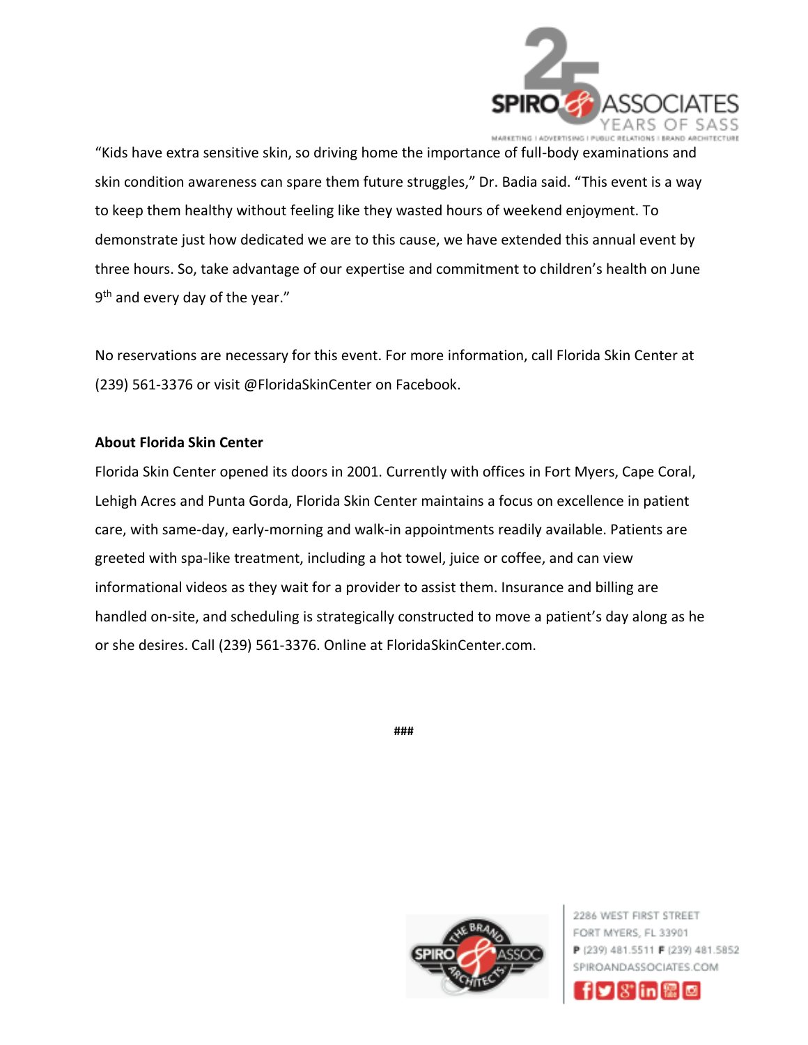"Kids have extra sensitive skin, so driving home the importance of full-body examinations and skin condition awareness can spare them future struggles," Dr. Badia said. "This event is a way to keep them healthy without feeling like they wasted hours of weekend enjoyment. To demonstrate just how dedicated we are to this cause, we have extended this annual event by three hours. So, take advantage of our expertise and commitment to children's health on June 9th and every day of the year."

No reservations are necessary for this event. For more information, call Florida Skin Center at (239) 561-3376 or visit @FloridaSkinCenter on Facebook.

**About Florida Skin Center**

Florida Skin Center opened its doors in 2001. Currently with offices in Fort Myers, Cape Coral, Lehigh Acres and Punta Gorda, Florida Skin Center maintains a focus on excellence in patient care, with same-day, early-morning and walk-in appointments readily available. Patients are greeted with spa-like treatment, including a hot towel, juice or coffee, and can view informational videos as they wait for a provider to assist them. Insurance and billing are handled on-site, and scheduling is strategically constructed to move a patient's day along as he or she desires. Call (239) 561-3376. Online at FloridaSkinCenter.com.

###

2286 WEST FIRST STREET
FORT MYERS, FL 33901
**P** (239) 481.5511 **F** (239) 481.5852
SPIROANDASSOCIATES.COM